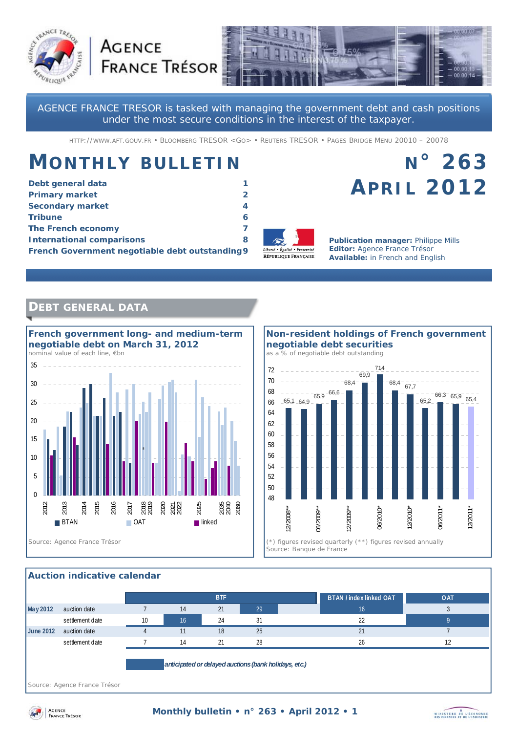AGENCE FRANCE TRÉSOR

AGENCE FRANCE TRESOR is tasked with managing the government debt and cash positions under the most secure conditions in the interest of the taxpayer.

HTTP://WWW.AFT.GOUV.FR • BLOOMBERG TRESOR <GO> • REUTERS TRESOR • PAGES BRIDGE MENU 20010 – 20078

# MONTHLY BULLETIN

# N° 263 APRIL 2012

| | |
|---|---|
| **Debt general data** | **1** |
| **Primary market** | **2** |
| **Secondary market** | **4** |
| **Tribune** | **6** |
| **The French economy** | **7** |
| **International comparisons** | **8** |
| **French Government negotiable debt outstanding** | **9** |

**Publication manager:** Philippe Mills
**Editor:** Agence France Trésor
**Available:** in French and English

## DEBT GENERAL DATA

### French government long- and medium-term negotiable debt on March 31, 2012

nominal value of each line, €bn

Source: Agence France Trésor

### Non-resident holdings of French government negotiable debt securities

as a % of negotiable debt outstanding

| Date | % |
|---|---|
| 12/2008** | 65,1 |
| | 64,9 |
| 06/2009** | 65,9 |
| | 66,6 |
| 12/2009** | 68,4 |
| | 69,9 |
| 06/2010* | 71,4 |
| | 68,4 |
| 12/2010* | 67,7 |
| | 65,2 |
| 06/2011* | 66,3 |
| | 65,9 |
| 12/2011* | 65,4 |

(*) figures revised quarterly (**) figures revised annually
Source: Banque de France

### Auction indicative calendar

| | | BTF | | | | BTAN / index linked OAT | OAT |
|---|---|---|---|---|---|---|---|
| **May 2012** | auction date | 7 | 14 | 21 | 29 | 16 | 3 |
| | settlement date | 10 | 16 | 24 | 31 | 22 | 9 |
| **June 2012** | auction date | 4 | 11 | 18 | 25 | 21 | 7 |
| | settlement date | 7 | 14 | 21 | 28 | 26 | 12 |

*anticipated or delayed auctions (bank holidays, etc.)*

Source: Agence France Trésor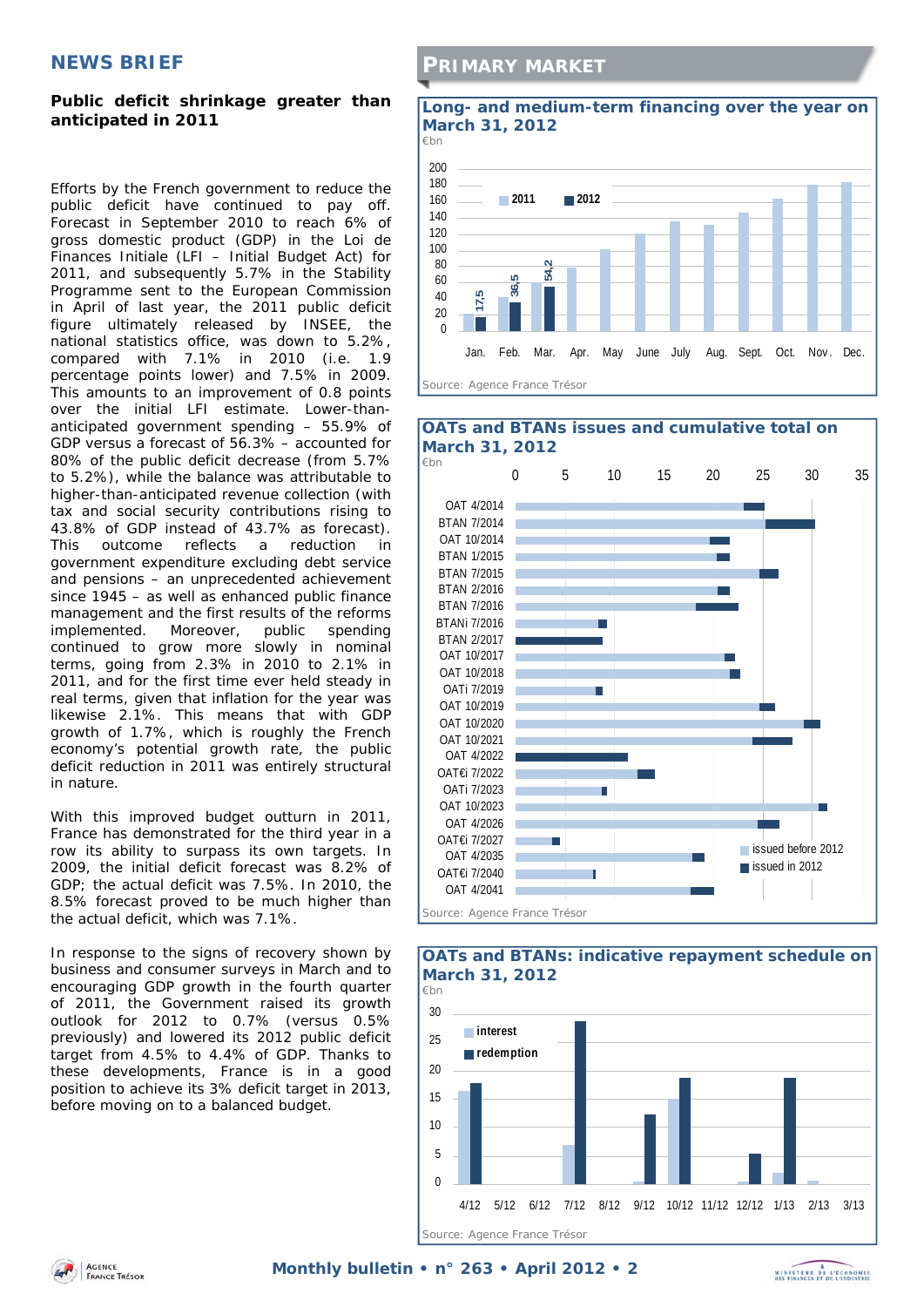## NEWS BRIEF

### Public deficit shrinkage greater than anticipated in 2011

Efforts by the French government to reduce the public deficit have continued to pay off. Forecast in September 2010 to reach 6% of gross domestic product (GDP) in the Loi de Finances Initiale (LFI – Initial Budget Act) for 2011, and subsequently 5.7% in the Stability Programme sent to the European Commission in April of last year, the 2011 public deficit figure ultimately released by INSEE, the national statistics office, was down to 5.2%, compared with 7.1% in 2010 (i.e. 1.9 percentage points lower) and 7.5% in 2009. This amounts to an improvement of 0.8 points over the initial LFI estimate. Lower-than-anticipated government spending – 55.9% of GDP versus a forecast of 56.3% – accounted for 80% of the public deficit decrease (from 5.7% to 5.2%), while the balance was attributable to higher-than-anticipated revenue collection (with tax and social security contributions rising to 43.8% of GDP instead of 43.7% as forecast). This outcome reflects a reduction in government expenditure excluding debt service and pensions – an unprecedented achievement since 1945 – as well as enhanced public finance management and the first results of the reforms implemented. Moreover, public spending continued to grow more slowly in nominal terms, going from 2.3% in 2010 to 2.1% in 2011, and for the first time ever held steady in real terms, given that inflation for the year was likewise 2.1%. This means that with GDP growth of 1.7%, which is roughly the French economy's potential growth rate, the public deficit reduction in 2011 was entirely structural in nature.

With this improved budget outturn in 2011, France has demonstrated for the third year in a row its ability to surpass its own targets. In 2009, the initial deficit forecast was 8.2% of GDP; the actual deficit was 7.5%. In 2010, the 8.5% forecast proved to be much higher than the actual deficit, which was 7.1%.

In response to the signs of recovery shown by business and consumer surveys in March and to encouraging GDP growth in the fourth quarter of 2011, the Government raised its growth outlook for 2012 to 0.7% (versus 0.5% previously) and lowered its 2012 public deficit target from 4.5% to 4.4% of GDP. Thanks to these developments, France is in a good position to achieve its 3% deficit target in 2013, before moving on to a balanced budget.

## PRIMARY MARKET

### Long- and medium-term financing over the year on March 31, 2012

€bn

| | Jan. | Feb. | Mar. |
|---|---|---|---|
| 2012 | 17,5 | 36,5 | 54,2 |

Source: Agence France Trésor

### OATs and BTANs issues and cumulative total on March 31, 2012

€bn

Bonds shown (issued before 2012 / issued in 2012): OAT 4/2014, BTAN 7/2014, OAT 10/2014, BTAN 1/2015, BTAN 7/2015, BTAN 2/2016, BTAN 7/2016, BTANi 7/2016, BTAN 2/2017, OAT 10/2017, OAT 10/2018, OATi 7/2019, OAT 10/2019, OAT 10/2020, OAT 10/2021, OAT 4/2022, OAT€i 7/2022, OATi 7/2023, OAT 10/2023, OAT 4/2026, OAT€i 7/2027, OAT 4/2035, OAT€i 7/2040, OAT 4/2041

Source: Agence France Trésor

### OATs and BTANs: indicative repayment schedule on March 31, 2012

€bn

interest / redemption: 4/12, 5/12, 6/12, 7/12, 8/12, 9/12, 10/12, 11/12, 12/12, 1/13, 2/13, 3/13

Source: Agence France Trésor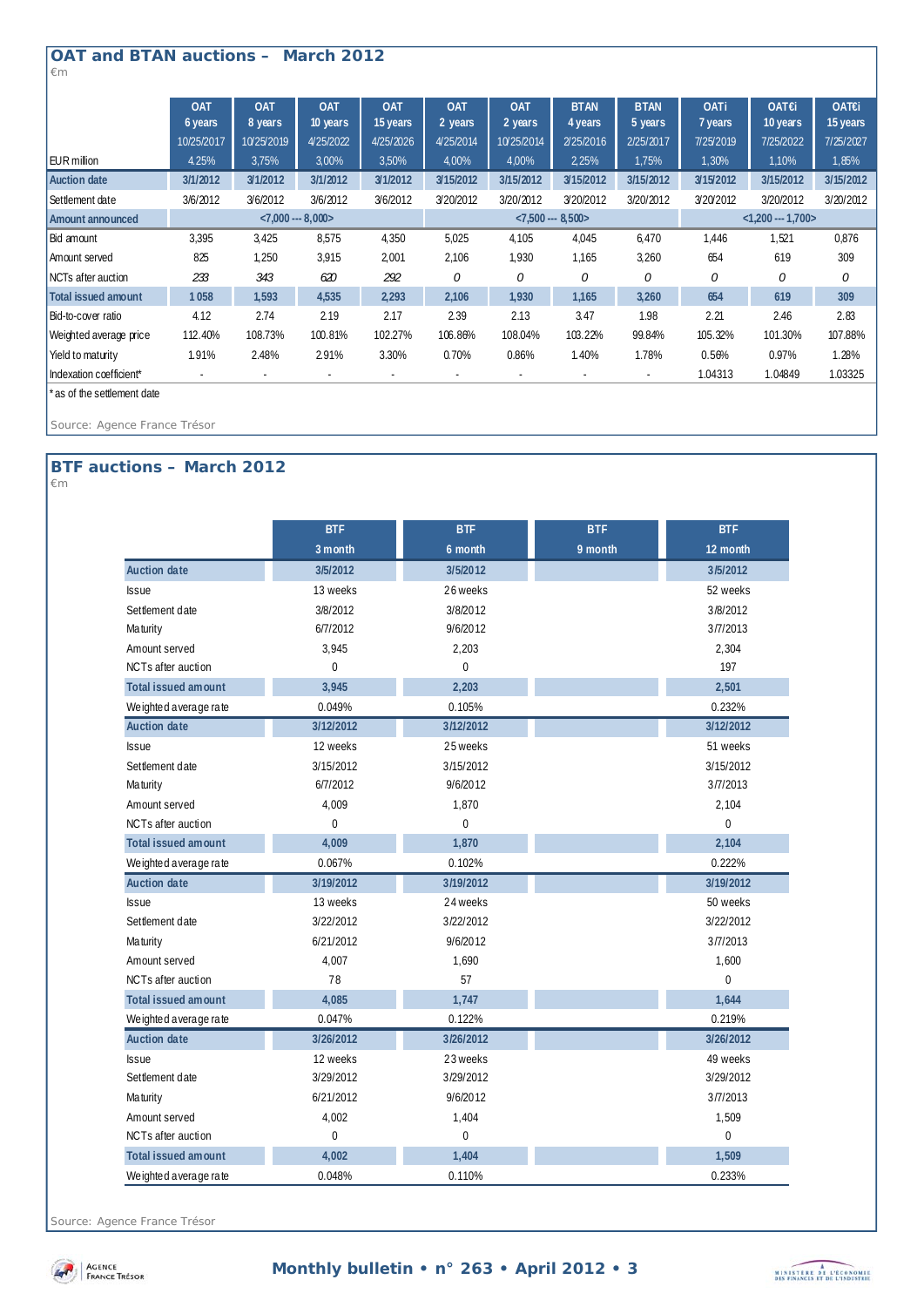## OAT and BTAN auctions – March 2012

€m

| EUR million | OAT 6 years 10/25/2017 4.25% | OAT 8 years 10/25/2019 3,75% | OAT 10 years 4/25/2022 3,00% | OAT 15 years 4/25/2026 3,50% | OAT 2 years 4/25/2014 4,00% | OAT 2 years 10/25/2014 4,00% | BTAN 4 years 2/25/2016 2,25% | BTAN 5 years 2/25/2017 1,75% | OATi 7 years 7/25/2019 1,30% | OAT€i 10 years 7/25/2022 1,10% | OAT€i 15 years 7/25/2027 1,85% |
|---|---|---|---|---|---|---|---|---|---|---|---|
| **Auction date** | **3/1/2012** | **3/1/2012** | **3/1/2012** | **3/1/2012** | **3/15/2012** | **3/15/2012** | **3/15/2012** | **3/15/2012** | **3/15/2012** | **3/15/2012** | **3/15/2012** |
| Settlement date | 3/6/2012 | 3/6/2012 | 3/6/2012 | 3/6/2012 | 3/20/2012 | 3/20/2012 | 3/20/2012 | 3/20/2012 | 3/20/2012 | 3/20/2012 | 3/20/2012 |
| **Amount announced** | <7,000 --- 8,000> | | | | <7,500 --- 8,500> | | | | <1,200 --- 1,700> | | |
| Bid amount | 3,395 | 3,425 | 8,575 | 4,350 | 5,025 | 4,105 | 4,045 | 6,470 | 1,446 | 1,521 | 0,876 |
| Amount served | 825 | 1,250 | 3,915 | 2,001 | 2,106 | 1,930 | 1,165 | 3,260 | 654 | 619 | 309 |
| NCTs after auction | *233* | *343* | *620* | *292* | *0* | *0* | *0* | *0* | *0* | *0* | *0* |
| **Total issued amount** | **1 058** | **1,593** | **4,535** | **2,293** | **2,106** | **1,930** | **1,165** | **3,260** | **654** | **619** | **309** |
| Bid-to-cover ratio | 4.12 | 2.74 | 2.19 | 2.17 | 2.39 | 2.13 | 3.47 | 1.98 | 2.21 | 2.46 | 2.83 |
| Weighted average price | 112.40% | 108.73% | 100.81% | 102.27% | 106.86% | 108.04% | 103.22% | 99.84% | 105.32% | 101.30% | 107.88% |
| Yield to maturity | 1.91% | 2.48% | 2.91% | 3.30% | 0.70% | 0.86% | 1.40% | 1.78% | 0.56% | 0.97% | 1.28% |
| Indexation coefficient* | - | - | - | - | - | - | - | - | 1.04313 | 1.04849 | 1.03325 |

* as of the settlement date

Source: Agence France Trésor

## BTF auctions – March 2012

€m

| | BTF 3 month | BTF 6 month | BTF 9 month | BTF 12 month |
|---|---|---|---|---|
| **Auction date** | **3/5/2012** | **3/5/2012** | | **3/5/2012** |
| Issue | 13 weeks | 26 weeks | | 52 weeks |
| Settlement date | 3/8/2012 | 3/8/2012 | | 3/8/2012 |
| Maturity | 6/7/2012 | 9/6/2012 | | 3/7/2013 |
| Amount served | 3,945 | 2,203 | | 2,304 |
| NCTs after auction | 0 | 0 | | 197 |
| **Total issued amount** | **3,945** | **2,203** | | **2,501** |
| Weighted average rate | 0.049% | 0.105% | | 0.232% |
| **Auction date** | **3/12/2012** | **3/12/2012** | | **3/12/2012** |
| Issue | 12 weeks | 25 weeks | | 51 weeks |
| Settlement date | 3/15/2012 | 3/15/2012 | | 3/15/2012 |
| Maturity | 6/7/2012 | 9/6/2012 | | 3/7/2013 |
| Amount served | 4,009 | 1,870 | | 2,104 |
| NCTs after auction | 0 | 0 | | 0 |
| **Total issued amount** | **4,009** | **1,870** | | **2,104** |
| Weighted average rate | 0.067% | 0.102% | | 0.222% |
| **Auction date** | **3/19/2012** | **3/19/2012** | | **3/19/2012** |
| Issue | 13 weeks | 24 weeks | | 50 weeks |
| Settlement date | 3/22/2012 | 3/22/2012 | | 3/22/2012 |
| Maturity | 6/21/2012 | 9/6/2012 | | 3/7/2013 |
| Amount served | 4,007 | 1,690 | | 1,600 |
| NCTs after auction | 78 | 57 | | 0 |
| **Total issued amount** | **4,085** | **1,747** | | **1,644** |
| Weighted average rate | 0.047% | 0.122% | | 0.219% |
| **Auction date** | **3/26/2012** | **3/26/2012** | | **3/26/2012** |
| Issue | 12 weeks | 23 weeks | | 49 weeks |
| Settlement date | 3/29/2012 | 3/29/2012 | | 3/29/2012 |
| Maturity | 6/21/2012 | 9/6/2012 | | 3/7/2013 |
| Amount served | 4,002 | 1,404 | | 1,509 |
| NCTs after auction | 0 | 0 | | 0 |
| **Total issued amount** | **4,002** | **1,404** | | **1,509** |
| Weighted average rate | 0.048% | 0.110% | | 0.233% |

Source: Agence France Trésor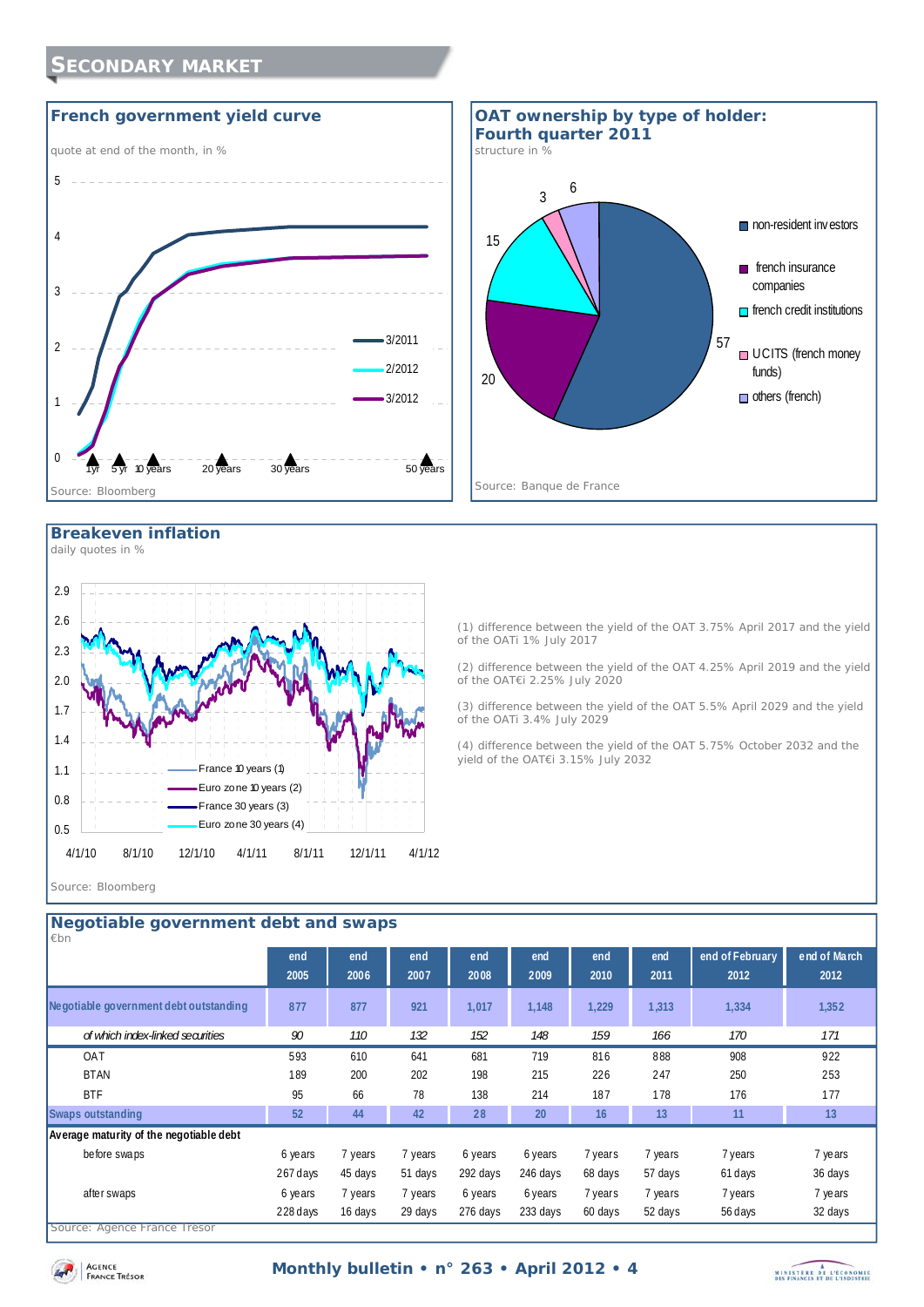# Secondary market

## French government yield curve

quote at end of the month, in %

Legend: 3/2011, 2/2012, 3/2012

1yr, 5 yr, 10 years, 20 years, 30 years, 50 years

Source: Bloomberg

## OAT ownership by type of holder: Fourth quarter 2011

structure in %

- non-resident investors: 57
- french insurance companies: 20
- french credit institutions: 15
- UCITS (french money funds): 3
- others (french): 6

Source: Banque de France

## Breakeven inflation

daily quotes in %

Legend: France 10 years (1), Euro zone 10 years (2), France 30 years (3), Euro zone 30 years (4)

(1) difference between the yield of the OAT 3.75% April 2017 and the yield of the OATi 1% July 2017

(2) difference between the yield of the OAT 4.25% April 2019 and the yield of the OAT€i 2.25% July 2020

(3) difference between the yield of the OAT 5.5% April 2029 and the yield of the OATi 3.4% July 2029

(4) difference between the yield of the OAT 5.75% October 2032 and the yield of the OAT€i 3.15% July 2032

Source: Bloomberg

## Negotiable government debt and swaps

€bn

| | end 2005 | end 2006 | end 2007 | end 2008 | end 2009 | end 2010 | end 2011 | end of February 2012 | end of March 2012 |
|---|---|---|---|---|---|---|---|---|---|
| **Negotiable government debt outstanding** | 877 | 877 | 921 | 1,017 | 1,148 | 1,229 | 1,313 | 1,334 | 1,352 |
| *of which index-linked securities* | 90 | 110 | 132 | 152 | 148 | 159 | 166 | 170 | 171 |
| OAT | 593 | 610 | 641 | 681 | 719 | 816 | 888 | 908 | 922 |
| BTAN | 189 | 200 | 202 | 198 | 215 | 226 | 247 | 250 | 253 |
| BTF | 95 | 66 | 78 | 138 | 214 | 187 | 178 | 176 | 177 |
| **Swaps outstanding** | 52 | 44 | 42 | 28 | 20 | 16 | 13 | 11 | 13 |
| **Average maturity of the negotiable debt** | | | | | | | | | |
| before swaps | 6 years 267 days | 7 years 45 days | 7 years 51 days | 6 years 292 days | 6 years 246 days | 7 years 68 days | 7 years 57 days | 7 years 61 days | 7 years 36 days |
| after swaps | 6 years 228 days | 7 years 16 days | 7 years 29 days | 6 years 276 days | 6 years 233 days | 7 years 60 days | 7 years 52 days | 7 years 56 days | 7 years 32 days |

Source: Agence France Trésor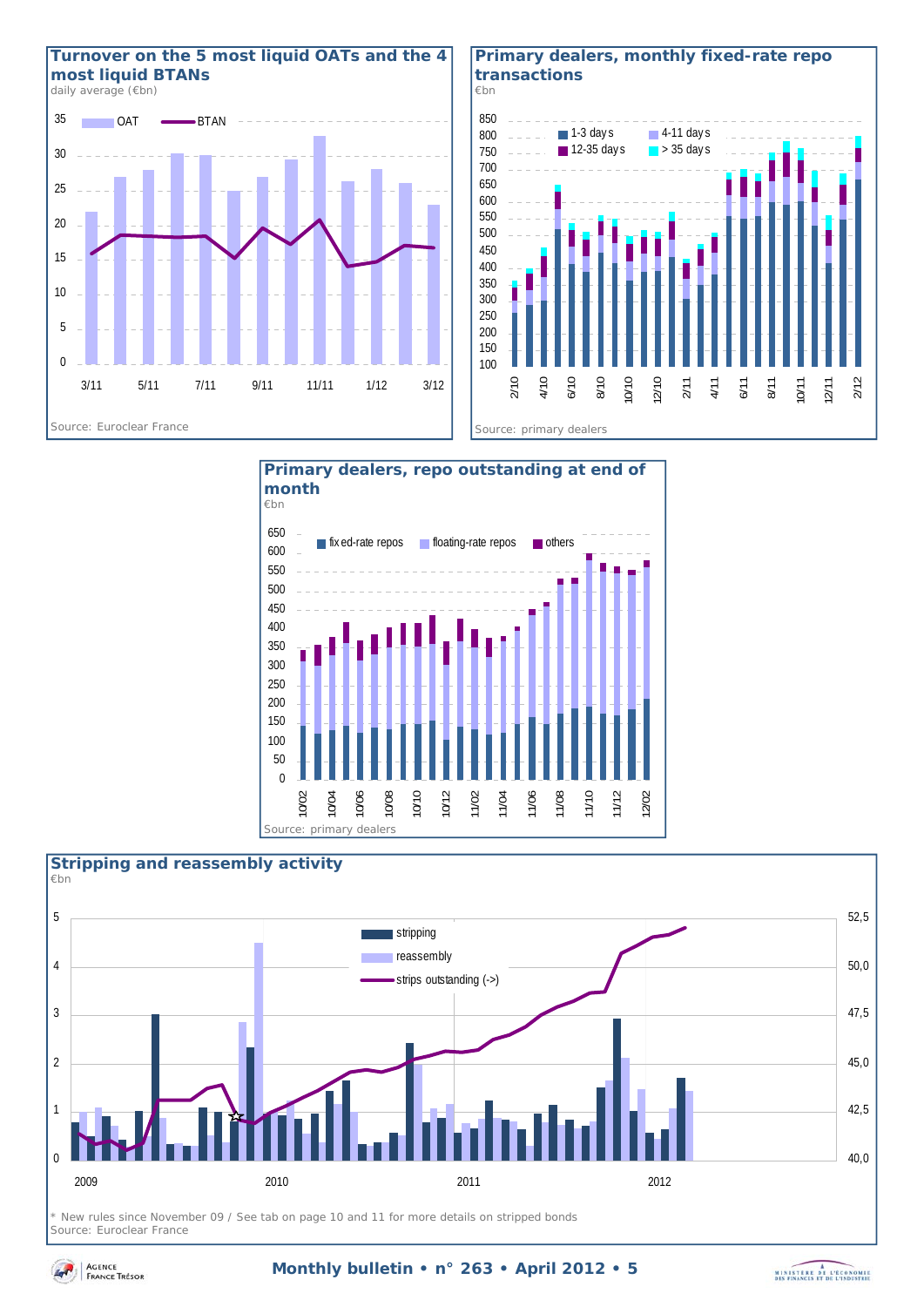## Turnover on the 5 most liquid OATs and the 4 most liquid BTANs

daily average (€bn)

Source: Euroclear France

## Primary dealers, monthly fixed-rate repo transactions

€bn

Source: primary dealers

## Primary dealers, repo outstanding at end of month

€bn

Source: primary dealers

## Stripping and reassembly activity

€bn

\* New rules since November 09 / See tab on page 10 and 11 for more details on stripped bonds

Source: Euroclear France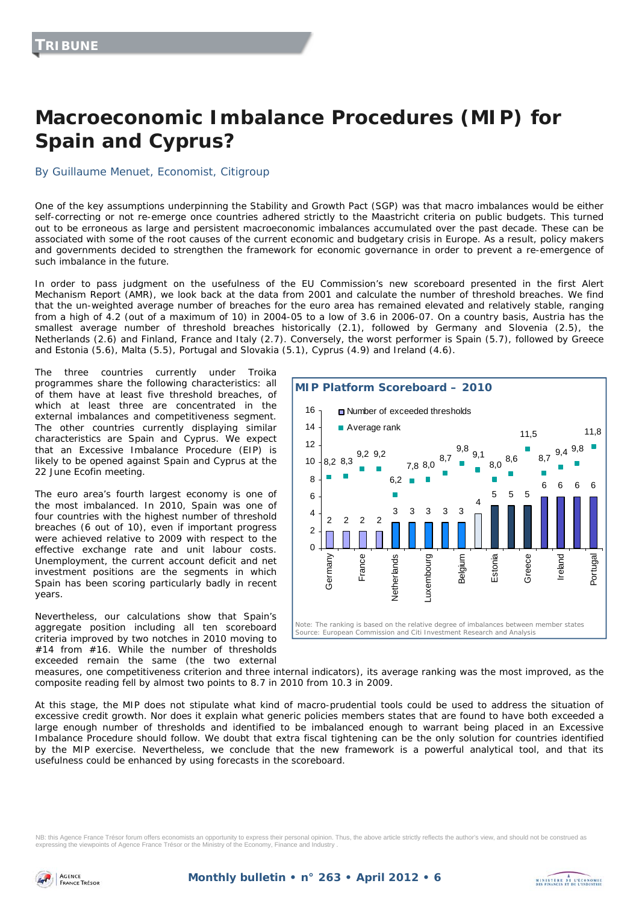TRIBUNE

# Macroeconomic Imbalance Procedures (MIP) for Spain and Cyprus?

By Guillaume Menuet, Economist, Citigroup

One of the key assumptions underpinning the Stability and Growth Pact (SGP) was that macro imbalances would be either self-correcting or not re-emerge once countries adhered strictly to the Maastricht criteria on public budgets. This turned out to be erroneous as large and persistent macroeconomic imbalances accumulated over the past decade. These can be associated with some of the root causes of the current economic and budgetary crisis in Europe. As a result, policy makers and governments decided to strengthen the framework for economic governance in order to prevent a re-emergence of such imbalance in the future.

In order to pass judgment on the usefulness of the EU Commission's new scoreboard presented in the first Alert Mechanism Report (AMR), we look back at the data from 2001 and calculate the number of threshold breaches. We find that the un-weighted average number of breaches for the euro area has remained elevated and relatively stable, ranging from a high of 4.2 (out of a maximum of 10) in 2004-05 to a low of 3.6 in 2006-07. On a country basis, Austria has the smallest average number of threshold breaches historically (2.1), followed by Germany and Slovenia (2.5), the Netherlands (2.6) and Finland, France and Italy (2.7). Conversely, the worst performer is Spain (5.7), followed by Greece and Estonia (5.6), Malta (5.5), Portugal and Slovakia (5.1), Cyprus (4.9) and Ireland (4.6).

The three countries currently under Troika programmes share the following characteristics: all of them have at least five threshold breaches, of which at least three are concentrated in the external imbalances and competitiveness segment. The other countries currently displaying similar characteristics are Spain and Cyprus. We expect that an Excessive Imbalance Procedure (EIP) is likely to be opened against Spain and Cyprus at the 22 June Ecofin meeting.

The euro area's fourth largest economy is one of the most imbalanced. In 2010, Spain was one of four countries with the highest number of threshold breaches (6 out of 10), even if important progress were achieved relative to 2009 with respect to the effective exchange rate and unit labour costs. Unemployment, the current account deficit and net investment positions are the segments in which Spain has been scoring particularly badly in recent years.

Nevertheless, our calculations show that Spain's aggregate position including all ten scoreboard criteria improved by two notches in 2010 moving to #14 from #16. While the number of thresholds exceeded remain the same (the two external measures, one competitiveness criterion and three internal indicators), its average ranking was the most improved, as the composite reading fell by almost two points to 8.7 in 2010 from 10.3 in 2009.

**MIP Platform Scoreboard – 2010**

| Country (labels as shown) | Number of exceeded thresholds | Average rank |
|---|---|---|
| Germany | 2 | 8,2 |
| | 2 | 8,3 |
| France | 2 | 9,2 |
| | 2 | 9,2 |
| Netherlands | 3 | 6,2 |
| | 3 | 7,8 |
| Luxembourg | 3 | 8,0 |
| | 3 | 8,7 |
| Belgium | 3 | 9,8 |
| | 4 | 9,1 |
| Estonia | 5 | 8,0 |
| | 5 | 8,6 |
| Greece | 5 | 11,5 |
| | 6 | 8,7 |
| Ireland | 6 | 9,4 |
| | 6 | 9,8 |
| Portugal | 6 | 11,8 |

Note: The ranking is based on the relative degree of imbalances between member states
Source: European Commission and Citi Investment Research and Analysis

At this stage, the MIP does not stipulate what kind of macro-prudential tools could be used to address the situation of excessive credit growth. Nor does it explain what generic policies members states that are found to have both exceeded a large enough number of thresholds and identified to be imbalanced enough to warrant being placed in an Excessive Imbalance Procedure should follow. We doubt that extra fiscal tightening can be the only solution for countries identified by the MIP exercise. Nevertheless, we conclude that the new framework is a powerful analytical tool, and that its usefulness could be enhanced by using forecasts in the scoreboard.

NB: this Agence France Trésor forum offers economists an opportunity to express their personal opinion. Thus, the above article strictly reflects the author's view, and should not be construed as expressing the viewpoints of Agence France Trésor or the Ministry of the Economy, Finance and Industry .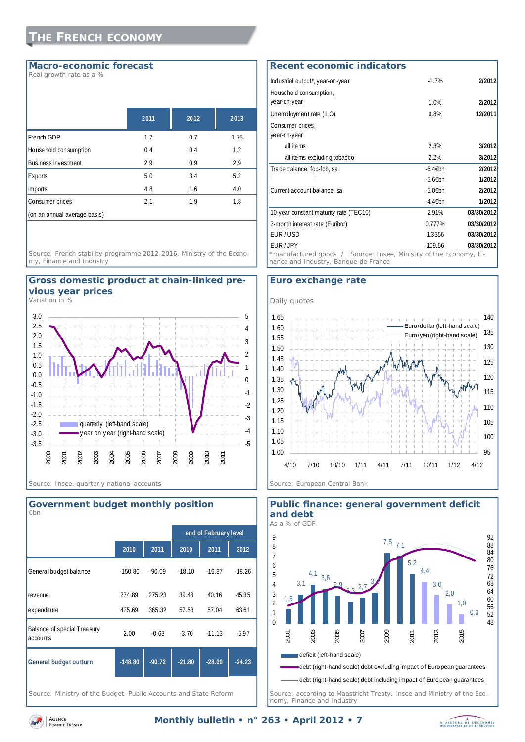# The French economy

## Macro-economic forecast

Real growth rate as a %

| | 2011 | 2012 | 2013 |
|---|---|---|---|
| French GDP | 1.7 | 0.7 | 1.75 |
| Household consumption | 0.4 | 0.4 | 1.2 |
| Business investment | 2.9 | 0.9 | 2.9 |
| Exports | 5.0 | 3.4 | 5.2 |
| Imports | 4.8 | 1.6 | 4.0 |
| Consumer prices | 2.1 | 1.9 | 1.8 |
| (on an annual average basis) | | | |

Source: French stability programme 2012-2016, Ministry of the Economy, Finance and Industry

## Recent economic indicators

| | | |
|---|---|---|
| Industrial output*, year-on-year | -1.7% | 2/2012 |
| Household consumption, year-on-year | 1.0% | 2/2012 |
| Unemployment rate (ILO) | 9.8% | 12/2011 |
| Consumer prices, year-on-year | | |
| all items | 2.3% | 3/2012 |
| all items excluding tobacco | 2.2% | 3/2012 |
| Trade balance, fob-fob, sa | -6.4€bn | 2/2012 |
| " " | -5.6€bn | 1/2012 |
| Current account balance, sa | -5.0€bn | 2/2012 |
| " " | -4.4€bn | 1/2012 |
| 10-year constant maturity rate (TEC10) | 2.91% | 03/30/2012 |
| 3-month interest rate (Euribor) | 0.777% | 03/30/2012 |
| EUR / USD | 1.3356 | 03/30/2012 |
| EUR / JPY | 109.56 | 03/30/2012 |

*manufactured goods / Source: Insee, Ministry of the Economy, Finance and Industry, Banque de France

## Gross domestic product at chain-linked previous year prices

Variation in %

quarterly (left-hand scale)
year on year (right-hand scale)

Source: Insee, quarterly national accounts

## Euro exchange rate

Daily quotes

Euro/dollar (left-hand scale)
Euro/yen (right-hand scale)

Source: European Central Bank

## Government budget monthly position

€bn

| | 2010 | 2011 | end of February level 2010 | 2011 | 2012 |
|---|---|---|---|---|---|
| General budget balance | -150.80 | -90.09 | -18.10 | -16.87 | -18.26 |
| revenue | 274.89 | 275.23 | 39.43 | 40.16 | 45.35 |
| expenditure | 425.69 | 365.32 | 57.53 | 57.04 | 63.61 |
| Balance of special Treasury accounts | 2.00 | -0.63 | -3.70 | -11.13 | -5.97 |
| **General budget outturn** | **-148.80** | **-90.72** | **-21.80** | **-28.00** | **-24.23** |

Source: Ministry of the Budget, Public Accounts and State Reform

## Public finance: general government deficit and debt

As a % of GDP

deficit (left-hand scale)
debt (right-hand scale) debt excluding impact of European guarantees
debt (right-hand scale) debt including impact of European guarantees

Source: according to Maastricht Treaty, Insee and Ministry of the Economy, Finance and Industry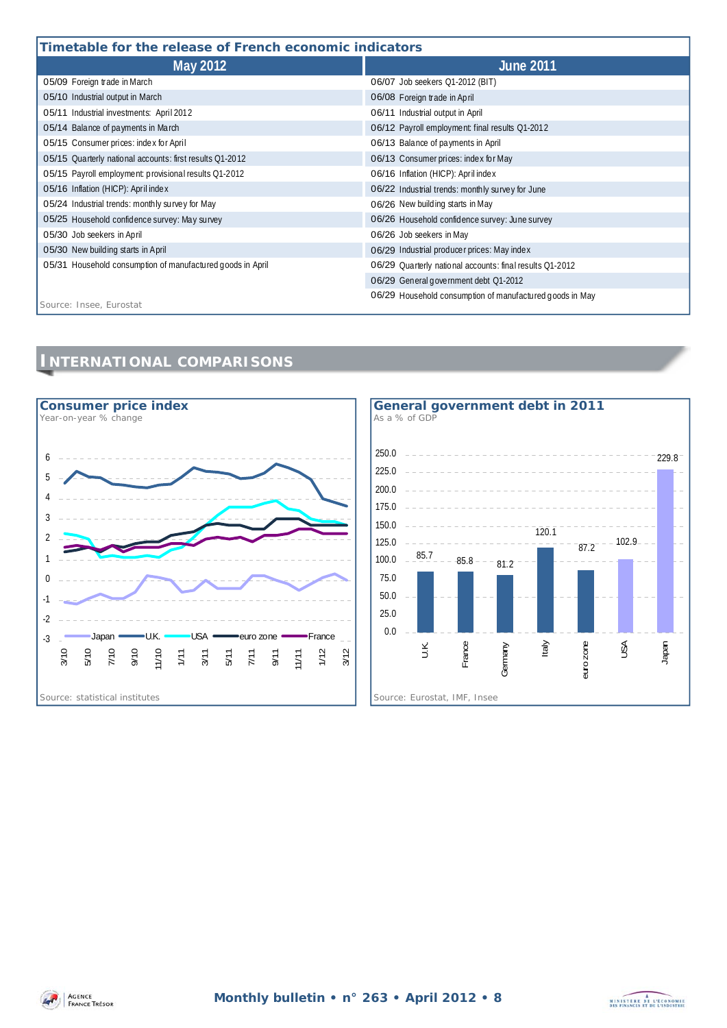## Timetable for the release of French economic indicators

| May 2012 | June 2011 |
|---|---|
| 05/09 Foreign trade in March | 06/07 Job seekers Q1-2012 (BIT) |
| 05/10 Industrial output in March | 06/08 Foreign trade in April |
| 05/11 Industrial investments: April 2012 | 06/11 Industrial output in April |
| 05/14 Balance of payments in March | 06/12 Payroll employment: final results Q1-2012 |
| 05/15 Consumer prices: index for April | 06/13 Balance of payments in April |
| 05/15 Quarterly national accounts: first results Q1-2012 | 06/13 Consumer prices: index for May |
| 05/15 Payroll employment: provisional results Q1-2012 | 06/16 Inflation (HICP): April index |
| 05/16 Inflation (HICP): April index | 06/22 Industrial trends: monthly survey for June |
| 05/24 Industrial trends: monthly survey for May | 06/26 New building starts in May |
| 05/25 Household confidence survey: May survey | 06/26 Household confidence survey: June survey |
| 05/30 Job seekers in April | 06/26 Job seekers in May |
| 05/30 New building starts in April | 06/29 Industrial producer prices: May index |
| 05/31 Household consumption of manufactured goods in April | 06/29 Quarterly national accounts: final results Q1-2012 |
| | 06/29 General government debt Q1-2012 |
| | 06/29 Household consumption of manufactured goods in May |

Source: Insee, Eurostat

# INTERNATIONAL COMPARISONS

### Consumer price index

Year-on-year % change

Legend: Japan, U.K., USA, euro zone, France

Source: statistical institutes

### General government debt in 2011

As a % of GDP

| | U.K | France | Germany | Italy | euro zone | USA | Japan |
|---|---|---|---|---|---|---|---|
| % of GDP | 85.7 | 85.8 | 81.2 | 120.1 | 87.2 | 102.9 | 229.8 |

Source: Eurostat, IMF, Insee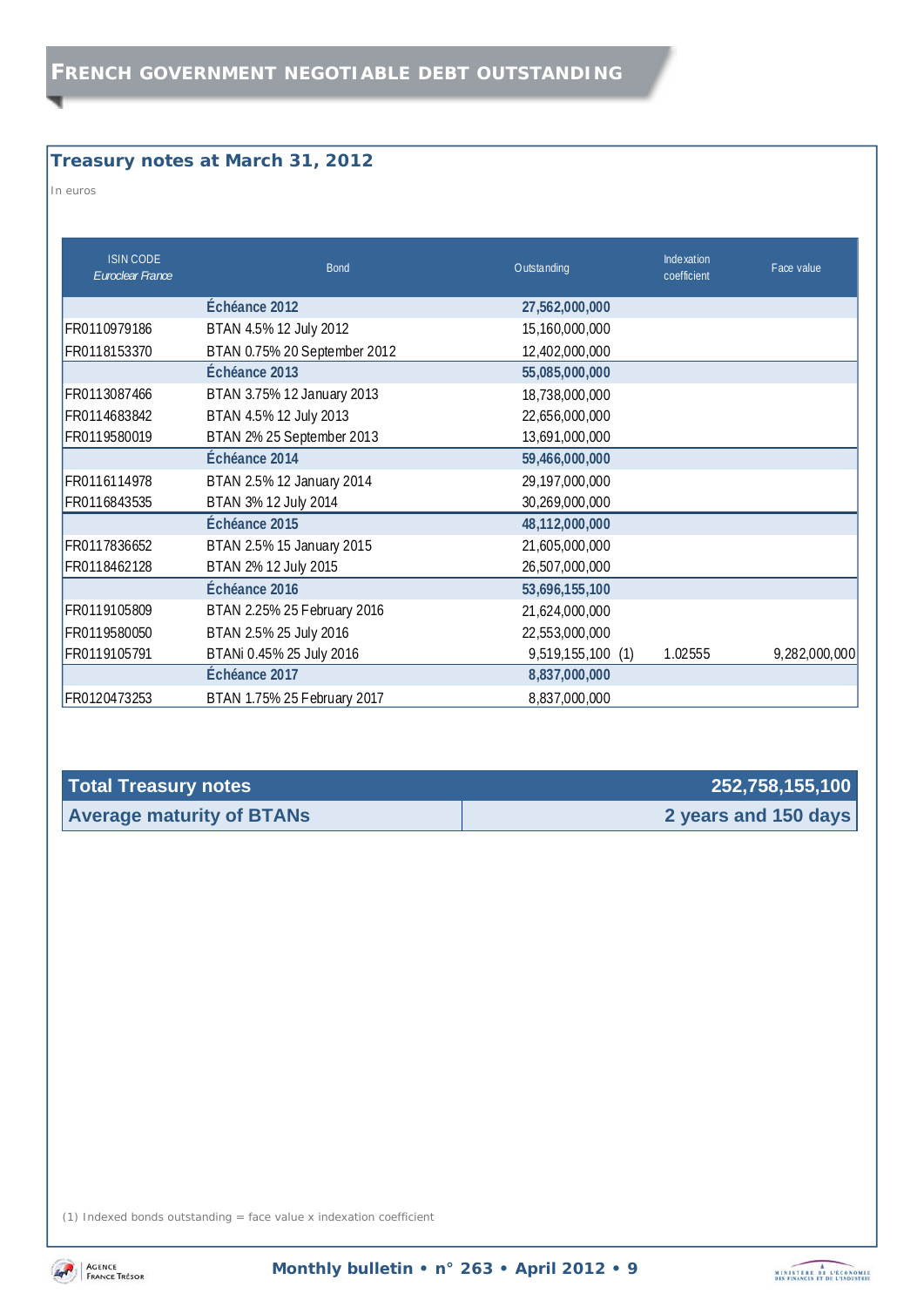# FRENCH GOVERNMENT NEGOTIABLE DEBT OUTSTANDING

## Treasury notes at March 31, 2012

In euros

| ISIN CODE *Euroclear France* | Bond | Outstanding | | Indexation coefficient | Face value |
|---|---|---|---|---|---|
| | **Échéance 2012** | **27,562,000,000** | | | |
| FR0110979186 | BTAN 4.5% 12 July 2012 | 15,160,000,000 | | | |
| FR0118153370 | BTAN 0.75% 20 September 2012 | 12,402,000,000 | | | |
| | **Échéance 2013** | **55,085,000,000** | | | |
| FR0113087466 | BTAN 3.75% 12 January 2013 | 18,738,000,000 | | | |
| FR0114683842 | BTAN 4.5% 12 July 2013 | 22,656,000,000 | | | |
| FR0119580019 | BTAN 2% 25 September 2013 | 13,691,000,000 | | | |
| | **Échéance 2014** | **59,466,000,000** | | | |
| FR0116114978 | BTAN 2.5% 12 January 2014 | 29,197,000,000 | | | |
| FR0116843535 | BTAN 3% 12 July 2014 | 30,269,000,000 | | | |
| | **Échéance 2015** | **48,112,000,000** | | | |
| FR0117836652 | BTAN 2.5% 15 January 2015 | 21,605,000,000 | | | |
| FR0118462128 | BTAN 2% 12 July 2015 | 26,507,000,000 | | | |
| | **Échéance 2016** | **53,696,155,100** | | | |
| FR0119105809 | BTAN 2.25% 25 February 2016 | 21,624,000,000 | | | |
| FR0119580050 | BTAN 2.5% 25 July 2016 | 22,553,000,000 | | | |
| FR0119105791 | BTANi 0.45% 25 July 2016 | 9,519,155,100 | (1) | 1.02555 | 9,282,000,000 |
| | **Échéance 2017** | **8,837,000,000** | | | |
| FR0120473253 | BTAN 1.75% 25 February 2017 | 8,837,000,000 | | | |

| **Total Treasury notes** | **252,758,155,100** |
|---|---|
| **Average maturity of BTANs** | **2 years and 150 days** |

(1) Indexed bonds outstanding = face value x indexation coefficient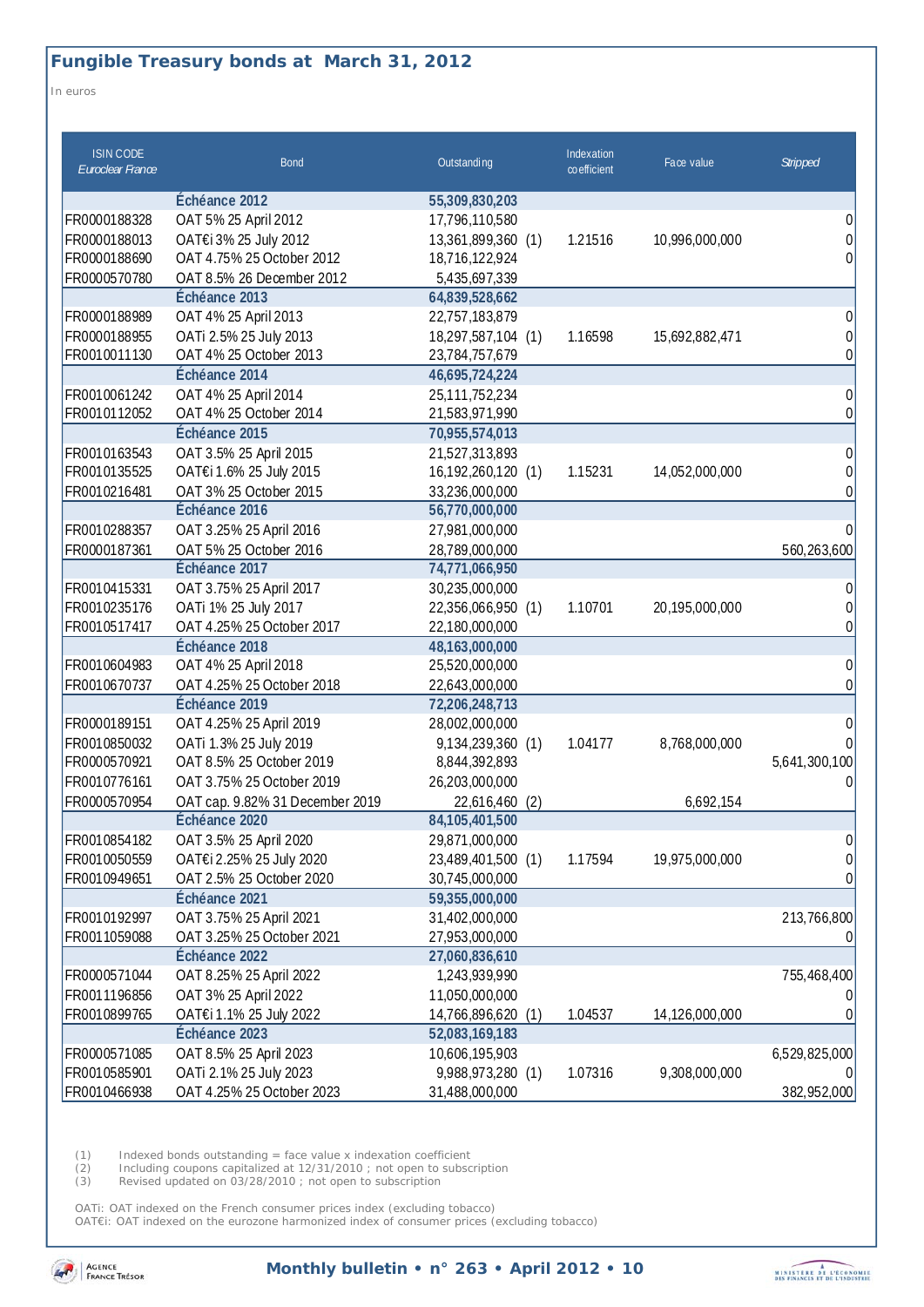## Fungible Treasury bonds at March 31, 2012

In euros

| ISIN CODE *Euroclear France* | Bond | Outstanding | | Indexation coefficient | Face value | *Stripped* |
|---|---|---|---|---|---|---|
| | **Échéance 2012** | **55,309,830,203** | | | | |
| FR0000188328 | OAT 5% 25 April 2012 | 17,796,110,580 | | | | 0 |
| FR0000188013 | OAT€i 3% 25 July 2012 | 13,361,899,360 | (1) | 1.21516 | 10,996,000,000 | 0 |
| FR0000188690 | OAT 4.75% 25 October 2012 | 18,716,122,924 | | | | 0 |
| FR0000570780 | OAT 8.5% 26 December 2012 | 5,435,697,339 | | | | |
| | **Échéance 2013** | **64,839,528,662** | | | | |
| FR0000188989 | OAT 4% 25 April 2013 | 22,757,183,879 | | | | 0 |
| FR0000188955 | OATi 2.5% 25 July 2013 | 18,297,587,104 | (1) | 1.16598 | 15,692,882,471 | 0 |
| FR0010011130 | OAT 4% 25 October 2013 | 23,784,757,679 | | | | 0 |
| | **Échéance 2014** | **46,695,724,224** | | | | |
| FR0010061242 | OAT 4% 25 April 2014 | 25,111,752,234 | | | | 0 |
| FR0010112052 | OAT 4% 25 October 2014 | 21,583,971,990 | | | | 0 |
| | **Échéance 2015** | **70,955,574,013** | | | | |
| FR0010163543 | OAT 3.5% 25 April 2015 | 21,527,313,893 | | | | 0 |
| FR0010135525 | OAT€i 1.6% 25 July 2015 | 16,192,260,120 | (1) | 1.15231 | 14,052,000,000 | 0 |
| FR0010216481 | OAT 3% 25 October 2015 | 33,236,000,000 | | | | 0 |
| | **Échéance 2016** | **56,770,000,000** | | | | |
| FR0010288357 | OAT 3.25% 25 April 2016 | 27,981,000,000 | | | | 0 |
| FR0000187361 | OAT 5% 25 October 2016 | 28,789,000,000 | | | | 560,263,600 |
| | **Échéance 2017** | **74,771,066,950** | | | | |
| FR0010415331 | OAT 3.75% 25 April 2017 | 30,235,000,000 | | | | 0 |
| FR0010235176 | OATi 1% 25 July 2017 | 22,356,066,950 | (1) | 1.10701 | 20,195,000,000 | 0 |
| FR0010517417 | OAT 4.25% 25 October 2017 | 22,180,000,000 | | | | 0 |
| | **Échéance 2018** | **48,163,000,000** | | | | |
| FR0010604983 | OAT 4% 25 April 2018 | 25,520,000,000 | | | | 0 |
| FR0010670737 | OAT 4.25% 25 October 2018 | 22,643,000,000 | | | | 0 |
| | **Échéance 2019** | **72,206,248,713** | | | | |
| FR0000189151 | OAT 4.25% 25 April 2019 | 28,002,000,000 | | | | 0 |
| FR0010850032 | OATi 1.3% 25 July 2019 | 9,134,239,360 | (1) | 1.04177 | 8,768,000,000 | 0 |
| FR0000570921 | OAT 8.5% 25 October 2019 | 8,844,392,893 | | | | 5,641,300,100 |
| FR0010776161 | OAT 3.75% 25 October 2019 | 26,203,000,000 | | | | 0 |
| FR0000570954 | OAT cap. 9.82% 31 December 2019 | 22,616,460 | (2) | | 6,692,154 | |
| | **Échéance 2020** | **84,105,401,500** | | | | |
| FR0010854182 | OAT 3.5% 25 April 2020 | 29,871,000,000 | | | | 0 |
| FR0010050559 | OAT€i 2.25% 25 July 2020 | 23,489,401,500 | (1) | 1.17594 | 19,975,000,000 | 0 |
| FR0010949651 | OAT 2.5% 25 October 2020 | 30,745,000,000 | | | | 0 |
| | **Échéance 2021** | **59,355,000,000** | | | | |
| FR0010192997 | OAT 3.75% 25 April 2021 | 31,402,000,000 | | | | 213,766,800 |
| FR0011059088 | OAT 3.25% 25 October 2021 | 27,953,000,000 | | | | 0 |
| | **Échéance 2022** | **27,060,836,610** | | | | |
| FR0000571044 | OAT 8.25% 25 April 2022 | 1,243,939,990 | | | | 755,468,400 |
| FR0011196856 | OAT 3% 25 April 2022 | 11,050,000,000 | | | | 0 |
| FR0010899765 | OAT€i 1.1% 25 July 2022 | 14,766,896,620 | (1) | 1.04537 | 14,126,000,000 | 0 |
| | **Échéance 2023** | **52,083,169,183** | | | | |
| FR0000571085 | OAT 8.5% 25 April 2023 | 10,606,195,903 | | | | 6,529,825,000 |
| FR0010585901 | OATi 2.1% 25 July 2023 | 9,988,973,280 | (1) | 1.07316 | 9,308,000,000 | 0 |
| FR0010466938 | OAT 4.25% 25 October 2023 | 31,488,000,000 | | | | 382,952,000 |

(1) Indexed bonds outstanding = face value x indexation coefficient
(2) Including coupons capitalized at 12/31/2010 ; not open to subscription
(3) Revised updated on 03/28/2010 ; not open to subscription

OATi: OAT indexed on the French consumer prices index (excluding tobacco)
OAT€i: OAT indexed on the eurozone harmonized index of consumer prices (excluding tobacco)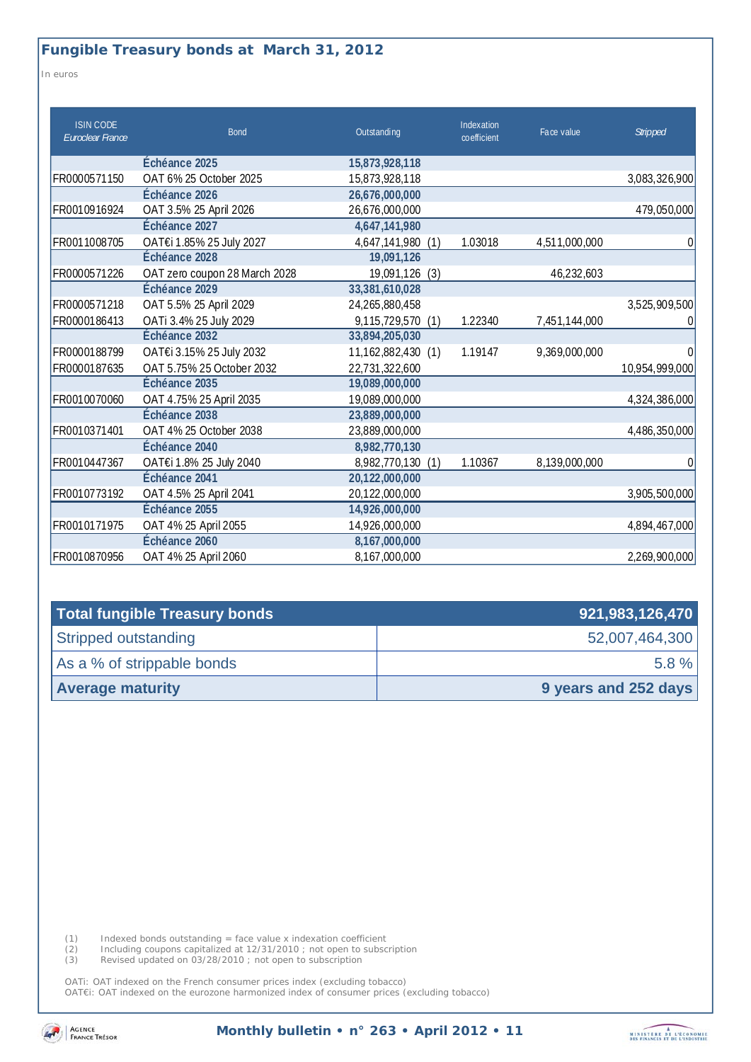## Fungible Treasury bonds at March 31, 2012

In euros

| ISIN CODE *Euroclear France* | Bond | Outstanding | | Indexation coefficient | Face value | *Stripped* |
|---|---|---|---|---|---|---|
| | **Échéance 2025** | **15,873,928,118** | | | | |
| FR0000571150 | OAT 6% 25 October 2025 | 15,873,928,118 | | | | 3,083,326,900 |
| | **Échéance 2026** | **26,676,000,000** | | | | |
| FR0010916924 | OAT 3.5% 25 April 2026 | 26,676,000,000 | | | | 479,050,000 |
| | **Échéance 2027** | **4,647,141,980** | | | | |
| FR0011008705 | OAT€i 1.85% 25 July 2027 | 4,647,141,980 | (1) | 1.03018 | 4,511,000,000 | 0 |
| | **Échéance 2028** | **19,091,126** | | | | |
| FR0000571226 | OAT zero coupon 28 March 2028 | 19,091,126 | (3) | | 46,232,603 | |
| | **Échéance 2029** | **33,381,610,028** | | | | |
| FR0000571218 | OAT 5.5% 25 April 2029 | 24,265,880,458 | | | | 3,525,909,500 |
| FR0000186413 | OATi 3.4% 25 July 2029 | 9,115,729,570 | (1) | 1.22340 | 7,451,144,000 | 0 |
| | **Échéance 2032** | **33,894,205,030** | | | | |
| FR0000188799 | OAT€i 3.15% 25 July 2032 | 11,162,882,430 | (1) | 1.19147 | 9,369,000,000 | 0 |
| FR0000187635 | OAT 5.75% 25 October 2032 | 22,731,322,600 | | | | 10,954,999,000 |
| | **Échéance 2035** | **19,089,000,000** | | | | |
| FR0010070060 | OAT 4.75% 25 April 2035 | 19,089,000,000 | | | | 4,324,386,000 |
| | **Échéance 2038** | **23,889,000,000** | | | | |
| FR0010371401 | OAT 4% 25 October 2038 | 23,889,000,000 | | | | 4,486,350,000 |
| | **Échéance 2040** | **8,982,770,130** | | | | |
| FR0010447367 | OAT€i 1.8% 25 July 2040 | 8,982,770,130 | (1) | 1.10367 | 8,139,000,000 | 0 |
| | **Échéance 2041** | **20,122,000,000** | | | | |
| FR0010773192 | OAT 4.5% 25 April 2041 | 20,122,000,000 | | | | 3,905,500,000 |
| | **Échéance 2055** | **14,926,000,000** | | | | |
| FR0010171975 | OAT 4% 25 April 2055 | 14,926,000,000 | | | | 4,894,467,000 |
| | **Échéance 2060** | **8,167,000,000** | | | | |
| FR0010870956 | OAT 4% 25 April 2060 | 8,167,000,000 | | | | 2,269,900,000 |

| **Total fungible Treasury bonds** | **921,983,126,470** |
|---|---|
| Stripped outstanding | 52,007,464,300 |
| As a % of strippable bonds | 5.8 % |
| **Average maturity** | **9 years and 252 days** |

(1) Indexed bonds outstanding = face value x indexation coefficient
(2) Including coupons capitalized at 12/31/2010 ; not open to subscription
(3) Revised updated on 03/28/2010 ; not open to subscription

OATi: OAT indexed on the French consumer prices index (excluding tobacco)
OAT€i: OAT indexed on the eurozone harmonized index of consumer prices (excluding tobacco)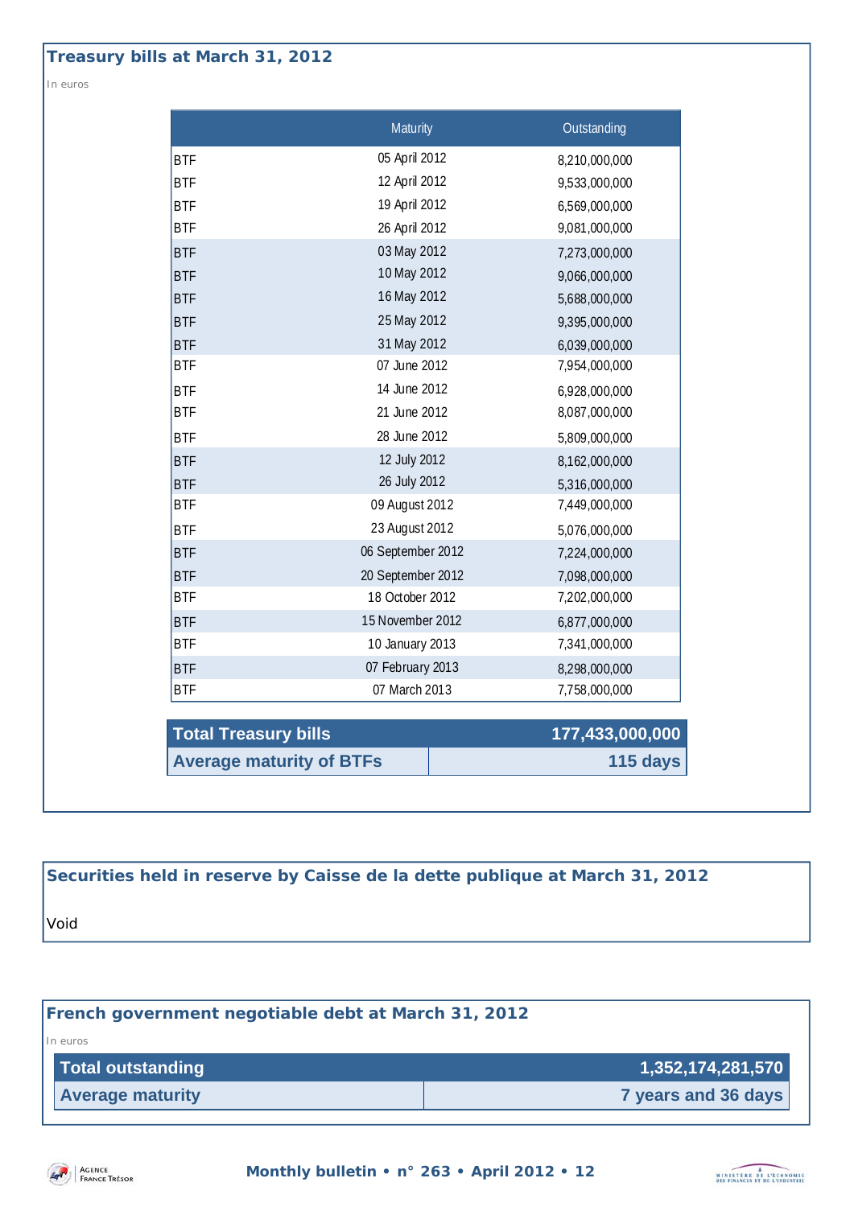## Treasury bills at March 31, 2012

In euros

| | Maturity | Outstanding |
|---|---|---|
| BTF | 05 April 2012 | 8,210,000,000 |
| BTF | 12 April 2012 | 9,533,000,000 |
| BTF | 19 April 2012 | 6,569,000,000 |
| BTF | 26 April 2012 | 9,081,000,000 |
| BTF | 03 May 2012 | 7,273,000,000 |
| BTF | 10 May 2012 | 9,066,000,000 |
| BTF | 16 May 2012 | 5,688,000,000 |
| BTF | 25 May 2012 | 9,395,000,000 |
| BTF | 31 May 2012 | 6,039,000,000 |
| BTF | 07 June 2012 | 7,954,000,000 |
| BTF | 14 June 2012 | 6,928,000,000 |
| BTF | 21 June 2012 | 8,087,000,000 |
| BTF | 28 June 2012 | 5,809,000,000 |
| BTF | 12 July 2012 | 8,162,000,000 |
| BTF | 26 July 2012 | 5,316,000,000 |
| BTF | 09 August 2012 | 7,449,000,000 |
| BTF | 23 August 2012 | 5,076,000,000 |
| BTF | 06 September 2012 | 7,224,000,000 |
| BTF | 20 September 2012 | 7,098,000,000 |
| BTF | 18 October 2012 | 7,202,000,000 |
| BTF | 15 November 2012 | 6,877,000,000 |
| BTF | 10 January 2013 | 7,341,000,000 |
| BTF | 07 February 2013 | 8,298,000,000 |
| BTF | 07 March 2013 | 7,758,000,000 |

| | |
|---|---|
| **Total Treasury bills** | **177,433,000,000** |
| **Average maturity of BTFs** | **115 days** |

## Securities held in reserve by Caisse de la dette publique at March 31, 2012

Void

## French government negotiable debt at March 31, 2012

In euros

| | |
|---|---|
| **Total outstanding** | **1,352,174,281,570** |
| **Average maturity** | **7 years and 36 days** |